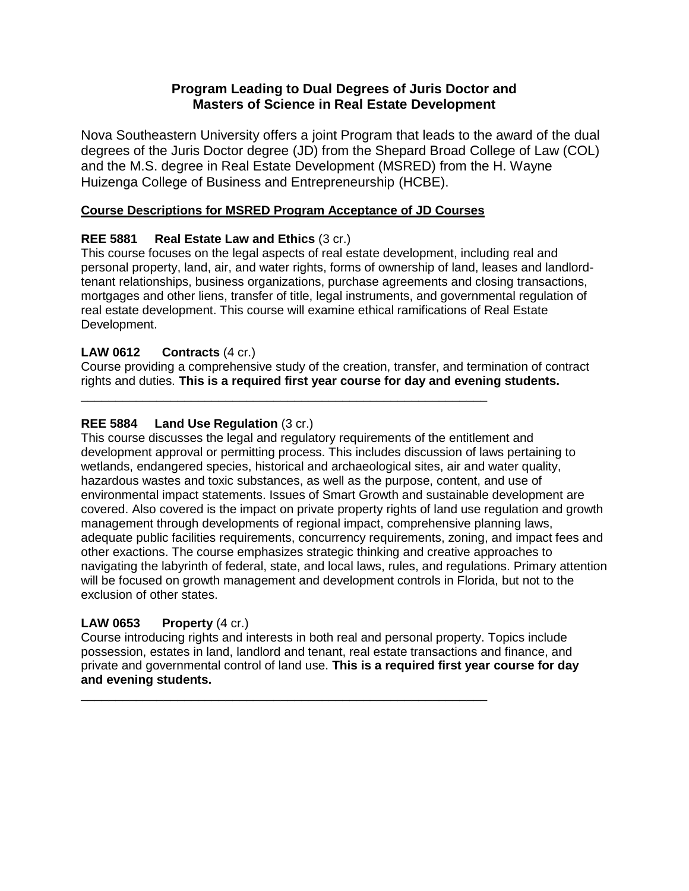## Program Leading to Dual Degrees of Juris Doctor and Masters of Science in Real Estate Development

Nova Southeastern University offers a joint Program that leads to the award of the dual degrees of the Juris Doctor degree (JD) from the Shepard Broad College of Law (COL) and the M.S. degree in Real Estate Development (MSRED) from the H. Wayne Huizenga College of Business and Entrepreneurship (HCBE).

### Course Descriptions for MSRED Program Acceptance of JD Courses

**REE 5881 Real Estate Law and Ethics** (3 cr.)
This course focuses on the legal aspects of real estate development, including real and personal property, land, air, and water rights, forms of ownership of land, leases and landlord-tenant relationships, business organizations, purchase agreements and closing transactions, mortgages and other liens, transfer of title, legal instruments, and governmental regulation of real estate development. This course will examine ethical ramifications of Real Estate Development.

**LAW 0612 Contracts** (4 cr.)
Course providing a comprehensive study of the creation, transfer, and termination of contract rights and duties. **This is a required first year course for day and evening students.**

---

**REE 5884 Land Use Regulation** (3 cr.)
This course discusses the legal and regulatory requirements of the entitlement and development approval or permitting process. This includes discussion of laws pertaining to wetlands, endangered species, historical and archaeological sites, air and water quality, hazardous wastes and toxic substances, as well as the purpose, content, and use of environmental impact statements. Issues of Smart Growth and sustainable development are covered. Also covered is the impact on private property rights of land use regulation and growth management through developments of regional impact, comprehensive planning laws, adequate public facilities requirements, concurrency requirements, zoning, and impact fees and other exactions. The course emphasizes strategic thinking and creative approaches to navigating the labyrinth of federal, state, and local laws, rules, and regulations. Primary attention will be focused on growth management and development controls in Florida, but not to the exclusion of other states.

**LAW 0653 Property** (4 cr.)
Course introducing rights and interests in both real and personal property. Topics include possession, estates in land, landlord and tenant, real estate transactions and finance, and private and governmental control of land use. **This is a required first year course for day and evening students.**

---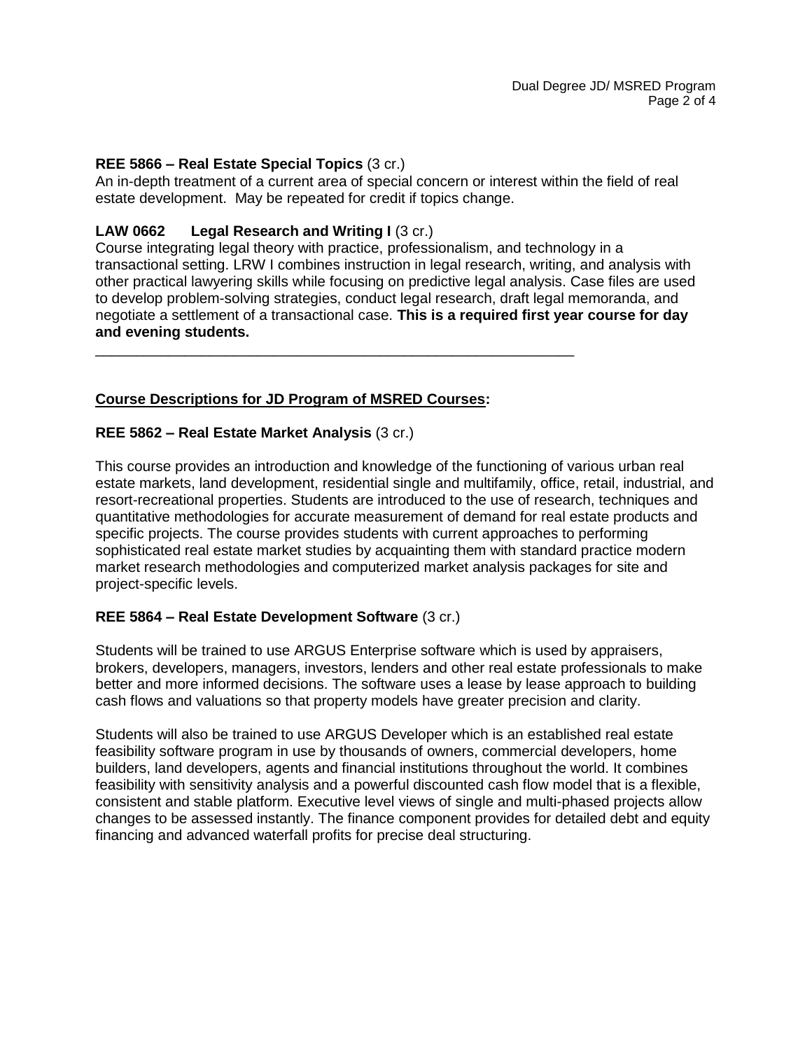**REE 5866 – Real Estate Special Topics** (3 cr.)
An in-depth treatment of a current area of special concern or interest within the field of real estate development. May be repeated for credit if topics change.

**LAW 0662 Legal Research and Writing I** (3 cr.)
Course integrating legal theory with practice, professionalism, and technology in a transactional setting. LRW I combines instruction in legal research, writing, and analysis with other practical lawyering skills while focusing on predictive legal analysis. Case files are used to develop problem-solving strategies, conduct legal research, draft legal memoranda, and negotiate a settlement of a transactional case. **This is a required first year course for day and evening students.**

---

**<u>Course Descriptions for JD Program of MSRED Courses</u>:**

**REE 5862 – Real Estate Market Analysis** (3 cr.)

This course provides an introduction and knowledge of the functioning of various urban real estate markets, land development, residential single and multifamily, office, retail, industrial, and resort-recreational properties. Students are introduced to the use of research, techniques and quantitative methodologies for accurate measurement of demand for real estate products and specific projects. The course provides students with current approaches to performing sophisticated real estate market studies by acquainting them with standard practice modern market research methodologies and computerized market analysis packages for site and project-specific levels.

**REE 5864 – Real Estate Development Software** (3 cr.)

Students will be trained to use ARGUS Enterprise software which is used by appraisers, brokers, developers, managers, investors, lenders and other real estate professionals to make better and more informed decisions. The software uses a lease by lease approach to building cash flows and valuations so that property models have greater precision and clarity.

Students will also be trained to use ARGUS Developer which is an established real estate feasibility software program in use by thousands of owners, commercial developers, home builders, land developers, agents and financial institutions throughout the world. It combines feasibility with sensitivity analysis and a powerful discounted cash flow model that is a flexible, consistent and stable platform. Executive level views of single and multi-phased projects allow changes to be assessed instantly. The finance component provides for detailed debt and equity financing and advanced waterfall profits for precise deal structuring.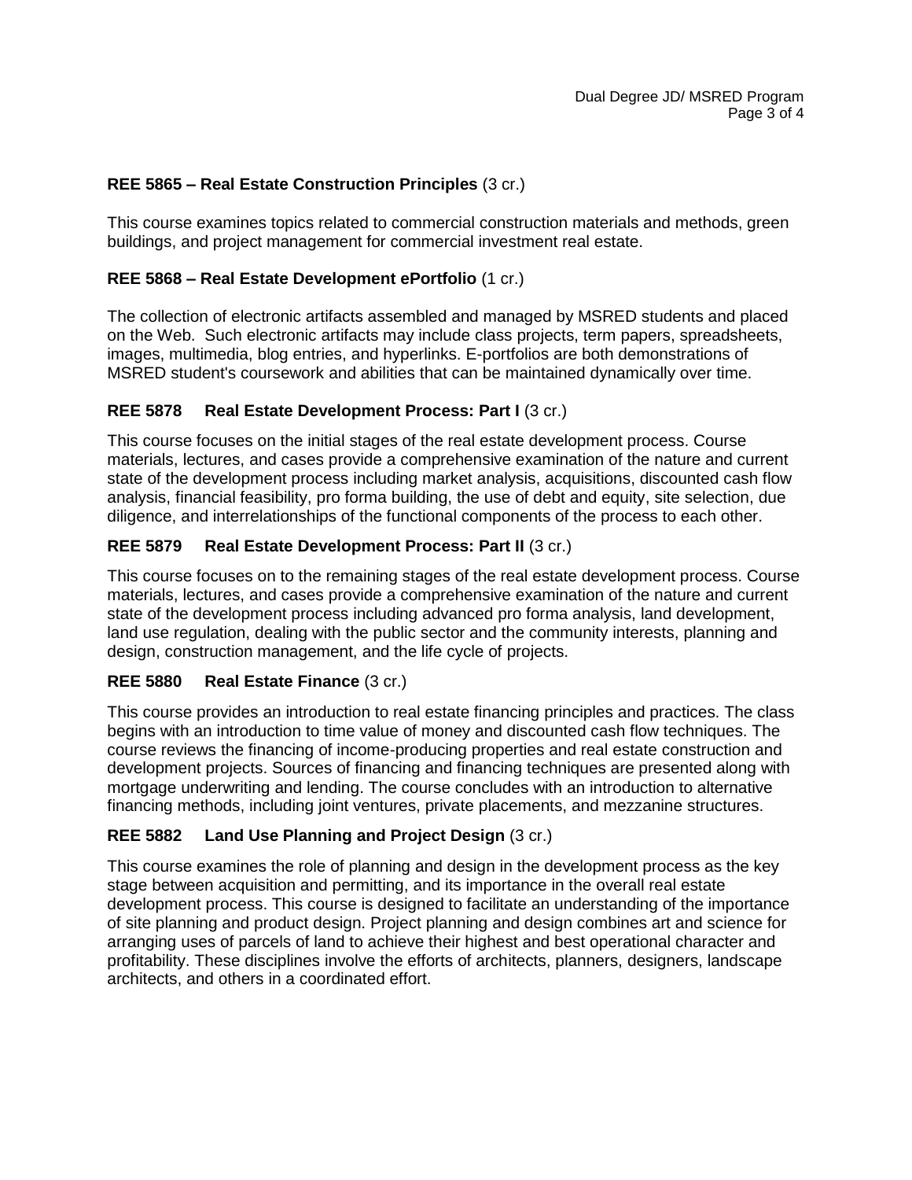**REE 5865 – Real Estate Construction Principles** (3 cr.)

This course examines topics related to commercial construction materials and methods, green buildings, and project management for commercial investment real estate.

**REE 5868 – Real Estate Development ePortfolio** (1 cr.)

The collection of electronic artifacts assembled and managed by MSRED students and placed on the Web. Such electronic artifacts may include class projects, term papers, spreadsheets, images, multimedia, blog entries, and hyperlinks. E-portfolios are both demonstrations of MSRED student's coursework and abilities that can be maintained dynamically over time.

**REE 5878 Real Estate Development Process: Part I** (3 cr.)

This course focuses on the initial stages of the real estate development process. Course materials, lectures, and cases provide a comprehensive examination of the nature and current state of the development process including market analysis, acquisitions, discounted cash flow analysis, financial feasibility, pro forma building, the use of debt and equity, site selection, due diligence, and interrelationships of the functional components of the process to each other.

**REE 5879 Real Estate Development Process: Part II** (3 cr.)

This course focuses on to the remaining stages of the real estate development process. Course materials, lectures, and cases provide a comprehensive examination of the nature and current state of the development process including advanced pro forma analysis, land development, land use regulation, dealing with the public sector and the community interests, planning and design, construction management, and the life cycle of projects.

**REE 5880 Real Estate Finance** (3 cr.)

This course provides an introduction to real estate financing principles and practices. The class begins with an introduction to time value of money and discounted cash flow techniques. The course reviews the financing of income-producing properties and real estate construction and development projects. Sources of financing and financing techniques are presented along with mortgage underwriting and lending. The course concludes with an introduction to alternative financing methods, including joint ventures, private placements, and mezzanine structures.

**REE 5882 Land Use Planning and Project Design** (3 cr.)

This course examines the role of planning and design in the development process as the key stage between acquisition and permitting, and its importance in the overall real estate development process. This course is designed to facilitate an understanding of the importance of site planning and product design. Project planning and design combines art and science for arranging uses of parcels of land to achieve their highest and best operational character and profitability. These disciplines involve the efforts of architects, planners, designers, landscape architects, and others in a coordinated effort.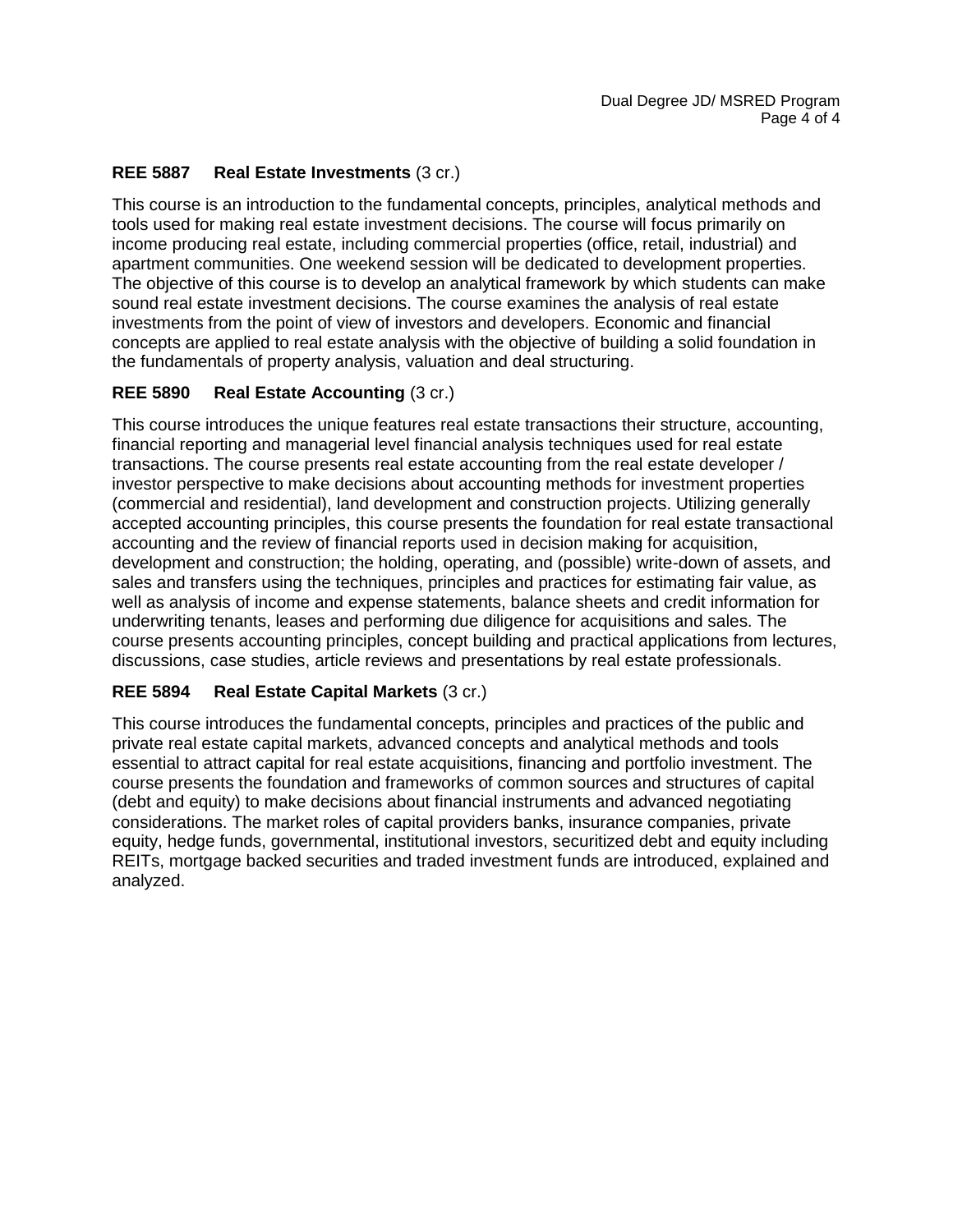**REE 5887 Real Estate Investments** (3 cr.)

This course is an introduction to the fundamental concepts, principles, analytical methods and tools used for making real estate investment decisions. The course will focus primarily on income producing real estate, including commercial properties (office, retail, industrial) and apartment communities. One weekend session will be dedicated to development properties. The objective of this course is to develop an analytical framework by which students can make sound real estate investment decisions. The course examines the analysis of real estate investments from the point of view of investors and developers. Economic and financial concepts are applied to real estate analysis with the objective of building a solid foundation in the fundamentals of property analysis, valuation and deal structuring.

**REE 5890 Real Estate Accounting** (3 cr.)

This course introduces the unique features real estate transactions their structure, accounting, financial reporting and managerial level financial analysis techniques used for real estate transactions. The course presents real estate accounting from the real estate developer / investor perspective to make decisions about accounting methods for investment properties (commercial and residential), land development and construction projects. Utilizing generally accepted accounting principles, this course presents the foundation for real estate transactional accounting and the review of financial reports used in decision making for acquisition, development and construction; the holding, operating, and (possible) write-down of assets, and sales and transfers using the techniques, principles and practices for estimating fair value, as well as analysis of income and expense statements, balance sheets and credit information for underwriting tenants, leases and performing due diligence for acquisitions and sales. The course presents accounting principles, concept building and practical applications from lectures, discussions, case studies, article reviews and presentations by real estate professionals.

**REE 5894 Real Estate Capital Markets** (3 cr.)

This course introduces the fundamental concepts, principles and practices of the public and private real estate capital markets, advanced concepts and analytical methods and tools essential to attract capital for real estate acquisitions, financing and portfolio investment. The course presents the foundation and frameworks of common sources and structures of capital (debt and equity) to make decisions about financial instruments and advanced negotiating considerations. The market roles of capital providers banks, insurance companies, private equity, hedge funds, governmental, institutional investors, securitized debt and equity including REITs, mortgage backed securities and traded investment funds are introduced, explained and analyzed.